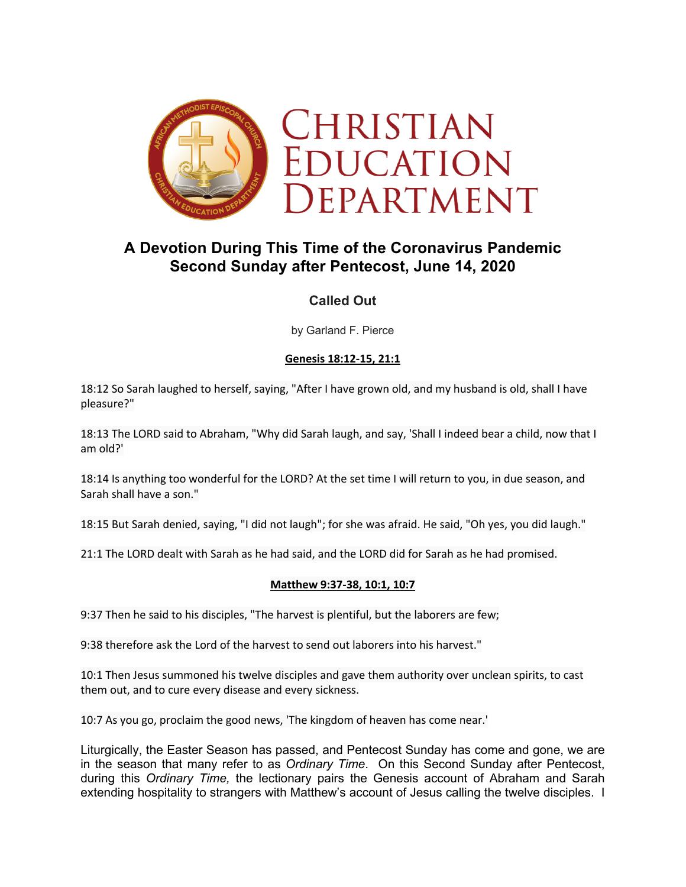# CHRISTIAN EDUCATION DEPARTMENT

## A Devotion During This Time of the Coronavirus Pandemic
## Second Sunday after Pentecost, June 14, 2020

### Called Out

by Garland F. Pierce

**Genesis 18:12-15, 21:1**

18:12 So Sarah laughed to herself, saying, "After I have grown old, and my husband is old, shall I have pleasure?"

18:13 The LORD said to Abraham, "Why did Sarah laugh, and say, 'Shall I indeed bear a child, now that I am old?'

18:14 Is anything too wonderful for the LORD? At the set time I will return to you, in due season, and Sarah shall have a son."

18:15 But Sarah denied, saying, "I did not laugh"; for she was afraid. He said, "Oh yes, you did laugh."

21:1 The LORD dealt with Sarah as he had said, and the LORD did for Sarah as he had promised.

**Matthew 9:37-38, 10:1, 10:7**

9:37 Then he said to his disciples, "The harvest is plentiful, but the laborers are few;

9:38 therefore ask the Lord of the harvest to send out laborers into his harvest."

10:1 Then Jesus summoned his twelve disciples and gave them authority over unclean spirits, to cast them out, and to cure every disease and every sickness.

10:7 As you go, proclaim the good news, 'The kingdom of heaven has come near.'

Liturgically, the Easter Season has passed, and Pentecost Sunday has come and gone, we are in the season that many refer to as *Ordinary Time*. On this Second Sunday after Pentecost, during this *Ordinary Time,* the lectionary pairs the Genesis account of Abraham and Sarah extending hospitality to strangers with Matthew's account of Jesus calling the twelve disciples. I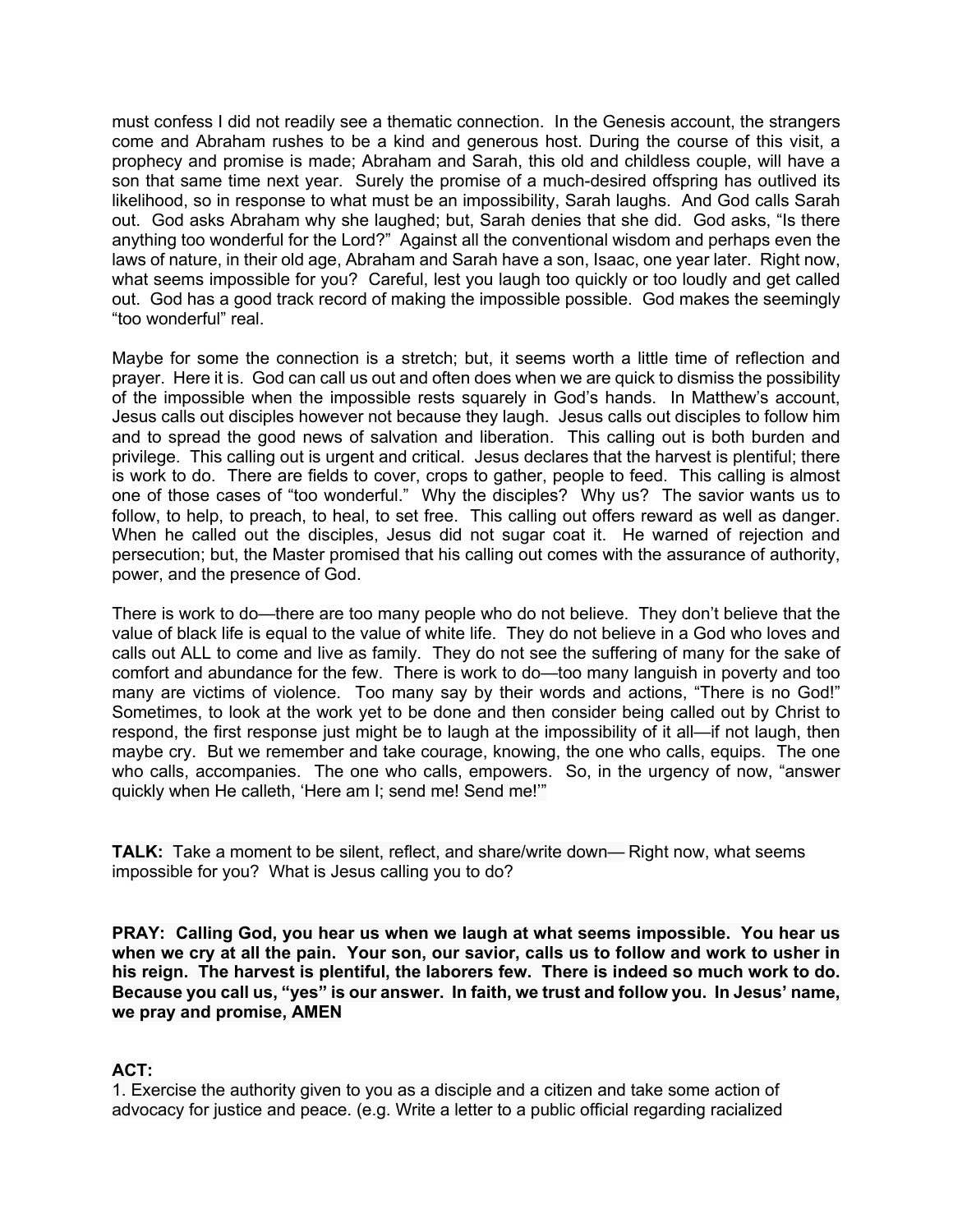must confess I did not readily see a thematic connection. In the Genesis account, the strangers come and Abraham rushes to be a kind and generous host. During the course of this visit, a prophecy and promise is made; Abraham and Sarah, this old and childless couple, will have a son that same time next year. Surely the promise of a much-desired offspring has outlived its likelihood, so in response to what must be an impossibility, Sarah laughs. And God calls Sarah out. God asks Abraham why she laughed; but, Sarah denies that she did. God asks, "Is there anything too wonderful for the Lord?" Against all the conventional wisdom and perhaps even the laws of nature, in their old age, Abraham and Sarah have a son, Isaac, one year later. Right now, what seems impossible for you? Careful, lest you laugh too quickly or too loudly and get called out. God has a good track record of making the impossible possible. God makes the seemingly "too wonderful" real.

Maybe for some the connection is a stretch; but, it seems worth a little time of reflection and prayer. Here it is. God can call us out and often does when we are quick to dismiss the possibility of the impossible when the impossible rests squarely in God's hands. In Matthew's account, Jesus calls out disciples however not because they laugh. Jesus calls out disciples to follow him and to spread the good news of salvation and liberation. This calling out is both burden and privilege. This calling out is urgent and critical. Jesus declares that the harvest is plentiful; there is work to do. There are fields to cover, crops to gather, people to feed. This calling is almost one of those cases of "too wonderful." Why the disciples? Why us? The savior wants us to follow, to help, to preach, to heal, to set free. This calling out offers reward as well as danger. When he called out the disciples, Jesus did not sugar coat it. He warned of rejection and persecution; but, the Master promised that his calling out comes with the assurance of authority, power, and the presence of God.

There is work to do—there are too many people who do not believe. They don't believe that the value of black life is equal to the value of white life. They do not believe in a God who loves and calls out ALL to come and live as family. They do not see the suffering of many for the sake of comfort and abundance for the few. There is work to do—too many languish in poverty and too many are victims of violence. Too many say by their words and actions, "There is no God!" Sometimes, to look at the work yet to be done and then consider being called out by Christ to respond, the first response just might be to laugh at the impossibility of it all—if not laugh, then maybe cry. But we remember and take courage, knowing, the one who calls, equips. The one who calls, accompanies. The one who calls, empowers. So, in the urgency of now, "answer quickly when He calleth, 'Here am I; send me! Send me!'"

**TALK:** Take a moment to be silent, reflect, and share/write down— Right now, what seems impossible for you? What is Jesus calling you to do?

**PRAY: Calling God, you hear us when we laugh at what seems impossible. You hear us when we cry at all the pain. Your son, our savior, calls us to follow and work to usher in his reign. The harvest is plentiful, the laborers few. There is indeed so much work to do. Because you call us, "yes" is our answer. In faith, we trust and follow you. In Jesus' name, we pray and promise, AMEN**

**ACT:**

1. Exercise the authority given to you as a disciple and a citizen and take some action of advocacy for justice and peace. (e.g. Write a letter to a public official regarding racialized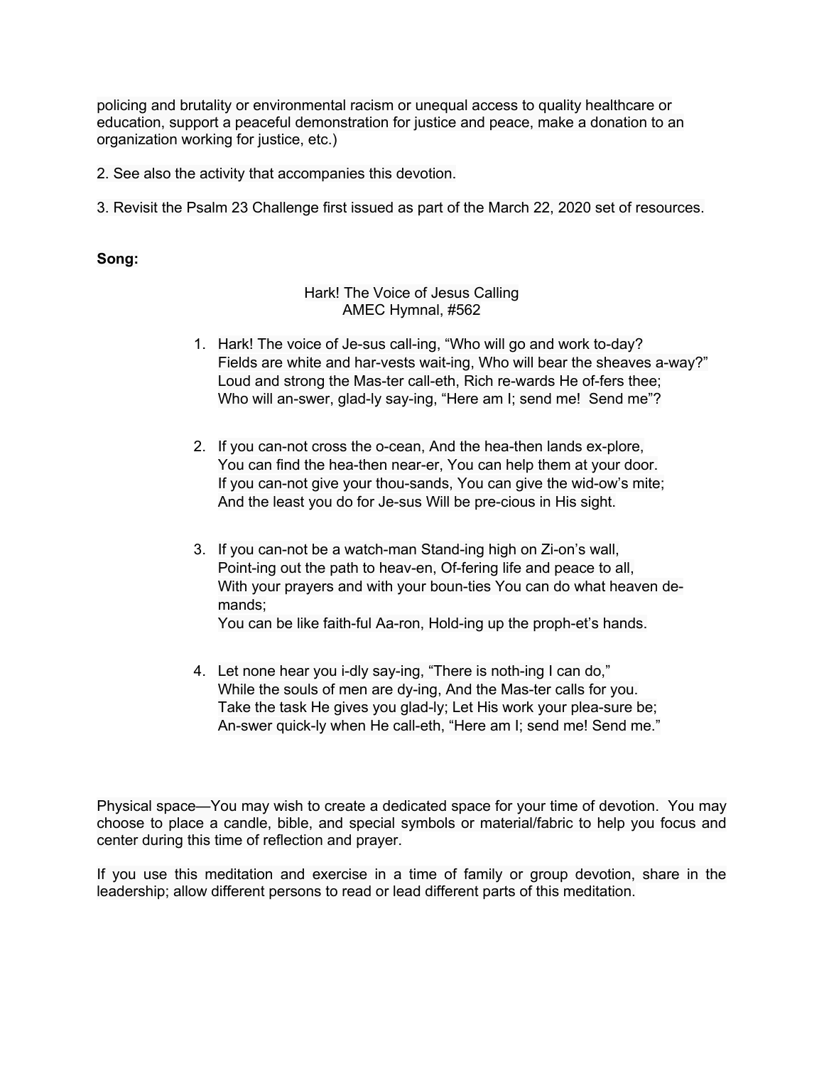policing and brutality or environmental racism or unequal access to quality healthcare or education, support a peaceful demonstration for justice and peace, make a donation to an organization working for justice, etc.)

2. See also the activity that accompanies this devotion.

3. Revisit the Psalm 23 Challenge first issued as part of the March 22, 2020 set of resources.

**Song:**

Hark! The Voice of Jesus Calling
AMEC Hymnal, #562

1. Hark! The voice of Je-sus call-ing, "Who will go and work to-day?
   Fields are white and har-vests wait-ing, Who will bear the sheaves a-way?"
   Loud and strong the Mas-ter call-eth, Rich re-wards He of-fers thee;
   Who will an-swer, glad-ly say-ing, "Here am I; send me! Send me"?

2. If you can-not cross the o-cean, And the hea-then lands ex-plore,
   You can find the hea-then near-er, You can help them at your door.
   If you can-not give your thou-sands, You can give the wid-ow's mite;
   And the least you do for Je-sus Will be pre-cious in His sight.

3. If you can-not be a watch-man Stand-ing high on Zi-on's wall,
   Point-ing out the path to heav-en, Of-fering life and peace to all,
   With your prayers and with your boun-ties You can do what heaven de-mands;
   You can be like faith-ful Aa-ron, Hold-ing up the proph-et's hands.

4. Let none hear you i-dly say-ing, "There is noth-ing I can do,"
   While the souls of men are dy-ing, And the Mas-ter calls for you.
   Take the task He gives you glad-ly; Let His work your plea-sure be;
   An-swer quick-ly when He call-eth, "Here am I; send me! Send me."

Physical space—You may wish to create a dedicated space for your time of devotion. You may choose to place a candle, bible, and special symbols or material/fabric to help you focus and center during this time of reflection and prayer.

If you use this meditation and exercise in a time of family or group devotion, share in the leadership; allow different persons to read or lead different parts of this meditation.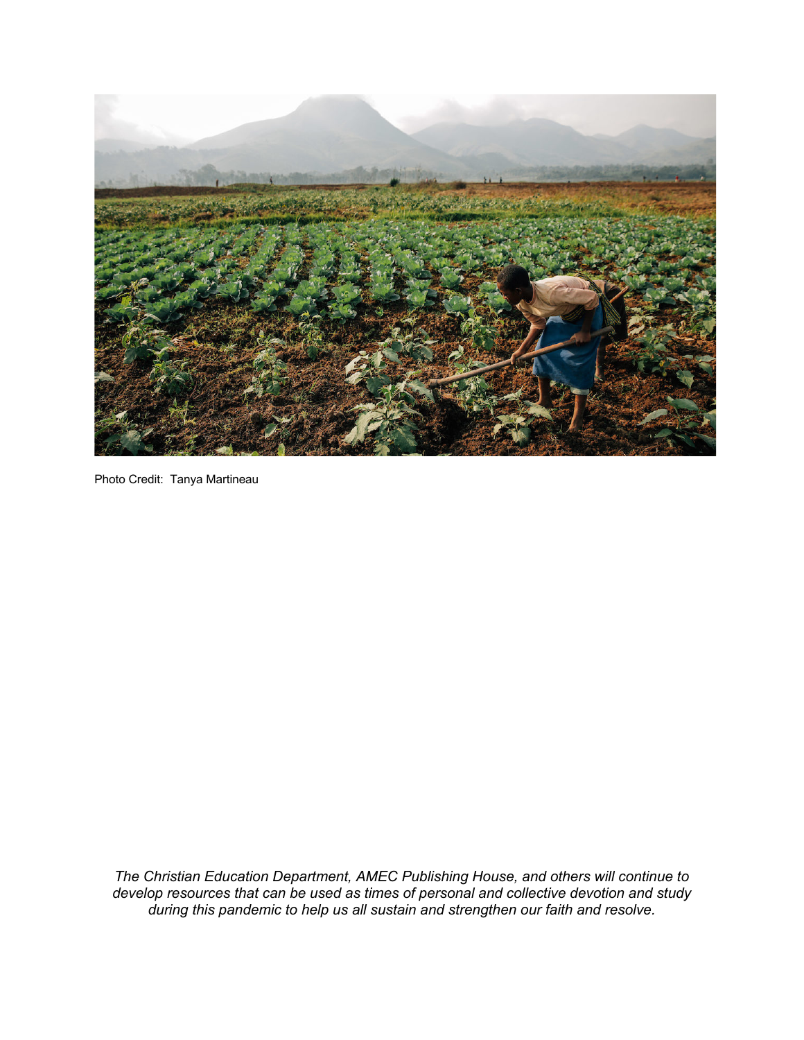Photo Credit:  Tanya Martineau

*The Christian Education Department, AMEC Publishing House, and others will continue to develop resources that can be used as times of personal and collective devotion and study during this pandemic to help us all sustain and strengthen our faith and resolve.*